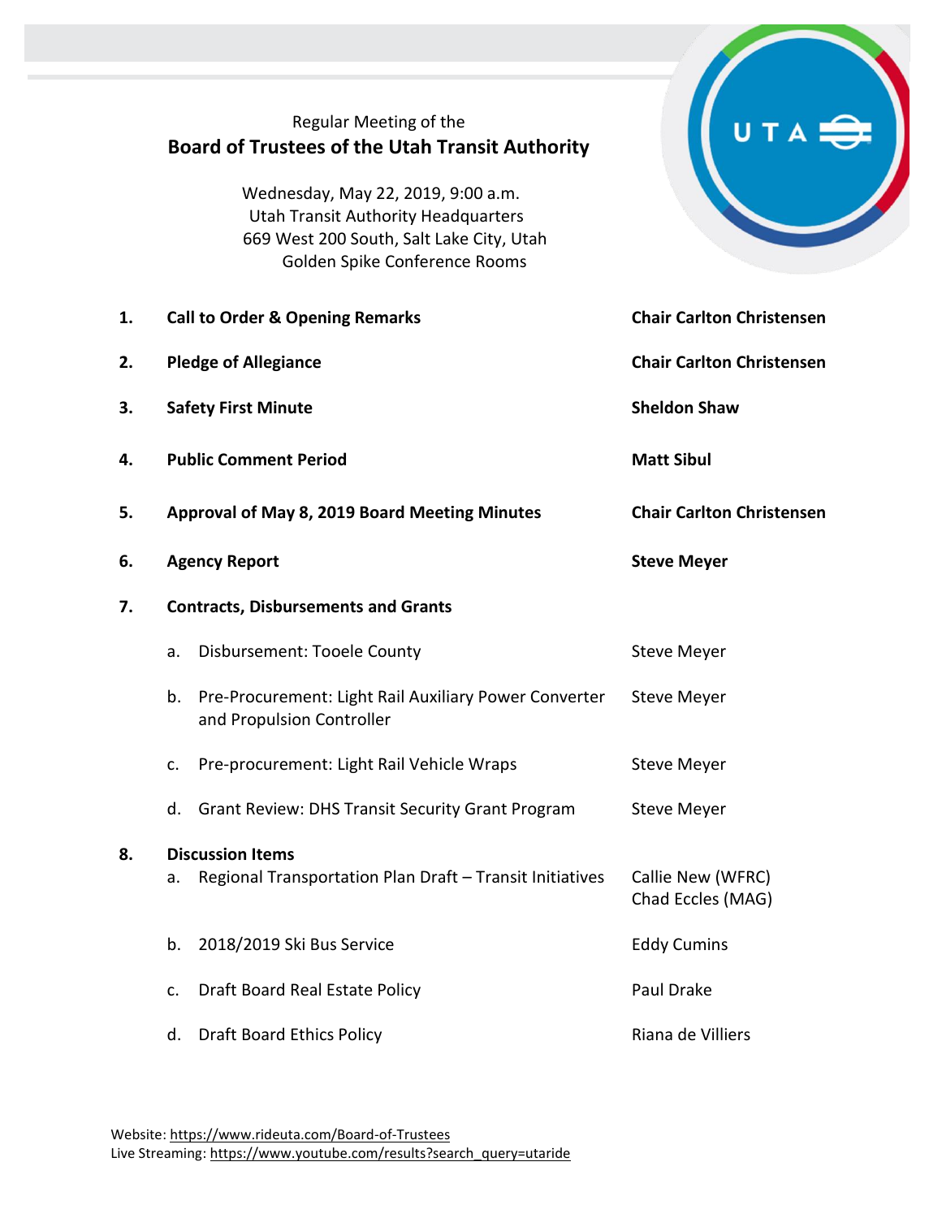Regular Meeting of the

# Board of Trustees of the Utah Transit Authority

Wednesday, May 22, 2019, 9:00 a.m.
Utah Transit Authority Headquarters
669 West 200 South, Salt Lake City, Utah
Golden Spike Conference Rooms

| | | |
|---|---|---|
| **1.** | **Call to Order & Opening Remarks** | **Chair Carlton Christensen** |
| **2.** | **Pledge of Allegiance** | **Chair Carlton Christensen** |
| **3.** | **Safety First Minute** | **Sheldon Shaw** |
| **4.** | **Public Comment Period** | **Matt Sibul** |
| **5.** | **Approval of May 8, 2019 Board Meeting Minutes** | **Chair Carlton Christensen** |
| **6.** | **Agency Report** | **Steve Meyer** |
| **7.** | **Contracts, Disbursements and Grants** | |
| | a. Disbursement: Tooele County | Steve Meyer |
| | b. Pre-Procurement: Light Rail Auxiliary Power Converter and Propulsion Controller | Steve Meyer |
| | c. Pre-procurement: Light Rail Vehicle Wraps | Steve Meyer |
| | d. Grant Review: DHS Transit Security Grant Program | Steve Meyer |
| **8.** | **Discussion Items** | |
| | a. Regional Transportation Plan Draft – Transit Initiatives | Callie New (WFRC)<br>Chad Eccles (MAG) |
| | b. 2018/2019 Ski Bus Service | Eddy Cumins |
| | c. Draft Board Real Estate Policy | Paul Drake |
| | d. Draft Board Ethics Policy | Riana de Villiers |

Website: https://www.rideuta.com/Board-of-Trustees
Live Streaming: https://www.youtube.com/results?search_query=utaride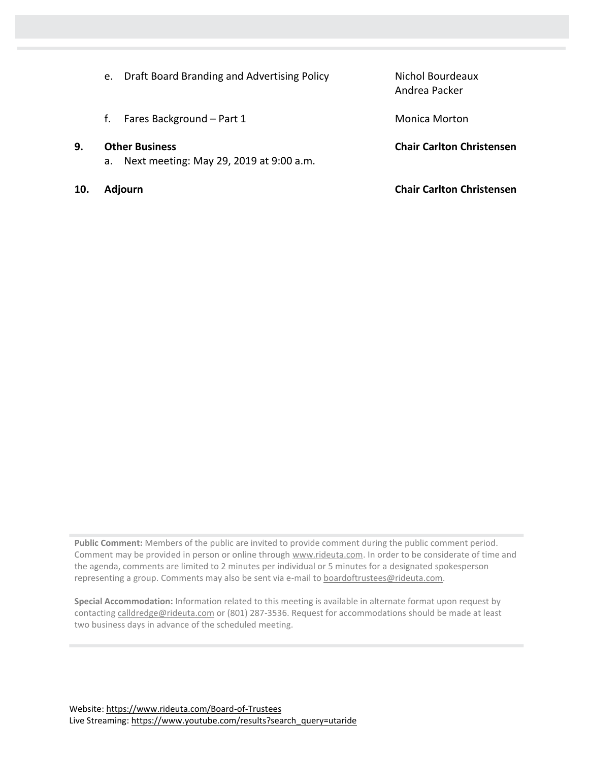e. Draft Board Branding and Advertising Policy — Nichol Bourdeaux, Andrea Packer

f. Fares Background – Part 1 — Monica Morton

**9. Other Business** — **Chair Carlton Christensen**

a. Next meeting: May 29, 2019 at 9:00 a.m.

**10. Adjourn** — **Chair Carlton Christensen**

**Public Comment:** Members of the public are invited to provide comment during the public comment period. Comment may be provided in person or online through www.rideuta.com. In order to be considerate of time and the agenda, comments are limited to 2 minutes per individual or 5 minutes for a designated spokesperson representing a group. Comments may also be sent via e-mail to boardoftrustees@rideuta.com.

**Special Accommodation:** Information related to this meeting is available in alternate format upon request by contacting calldredge@rideuta.com or (801) 287-3536. Request for accommodations should be made at least two business days in advance of the scheduled meeting.

Website: https://www.rideuta.com/Board-of-Trustees
Live Streaming: https://www.youtube.com/results?search_query=utaride